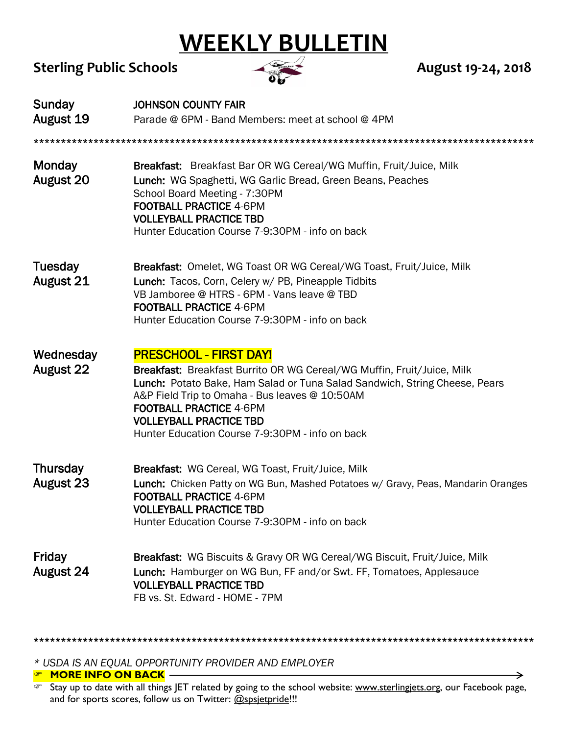# WEEKLY BULLETIN

**Sterling Public Schools** **August 19-24, 2018**

**Sunday**
**August 19**

JOHNSON COUNTY FAIR
Parade @ 6PM - Band Members: meet at school @ 4PM

****************************************************************************************************

**Monday**
**August 20**

**Breakfast:** Breakfast Bar OR WG Cereal/WG Muffin, Fruit/Juice, Milk
**Lunch:** WG Spaghetti, WG Garlic Bread, Green Beans, Peaches
School Board Meeting - 7:30PM
**FOOTBALL PRACTICE** 4-6PM
**VOLLEYBALL PRACTICE TBD**
Hunter Education Course 7-9:30PM - info on back

**Tuesday**
**August 21**

**Breakfast:** Omelet, WG Toast OR WG Cereal/WG Toast, Fruit/Juice, Milk
**Lunch:** Tacos, Corn, Celery w/ PB, Pineapple Tidbits
VB Jamboree @ HTRS - 6PM - Vans leave @ TBD
**FOOTBALL PRACTICE** 4-6PM
Hunter Education Course 7-9:30PM - info on back

**Wednesday**
**August 22**

**PRESCHOOL - FIRST DAY!**
**Breakfast:** Breakfast Burrito OR WG Cereal/WG Muffin, Fruit/Juice, Milk
**Lunch:** Potato Bake, Ham Salad or Tuna Salad Sandwich, String Cheese, Pears
A&P Field Trip to Omaha - Bus leaves @ 10:50AM
**FOOTBALL PRACTICE** 4-6PM
**VOLLEYBALL PRACTICE TBD**
Hunter Education Course 7-9:30PM - info on back

**Thursday**
**August 23**

**Breakfast:** WG Cereal, WG Toast, Fruit/Juice, Milk
**Lunch:** Chicken Patty on WG Bun, Mashed Potatoes w/ Gravy, Peas, Mandarin Oranges
**FOOTBALL PRACTICE** 4-6PM
**VOLLEYBALL PRACTICE TBD**
Hunter Education Course 7-9:30PM - info on back

**Friday**
**August 24**

**Breakfast:** WG Biscuits & Gravy OR WG Cereal/WG Biscuit, Fruit/Juice, Milk
**Lunch:** Hamburger on WG Bun, FF and/or Swt. FF, Tomatoes, Applesauce
**VOLLEYBALL PRACTICE TBD**
FB vs. St. Edward - HOME - 7PM

****************************************************************************************************

*\* USDA IS AN EQUAL OPPORTUNITY PROVIDER AND EMPLOYER*

- **MORE INFO ON BACK** →
- Stay up to date with all things JET related by going to the school website: www.sterlingjets.org, our Facebook page, and for sports scores, follow us on Twitter: @spsjetpride!!!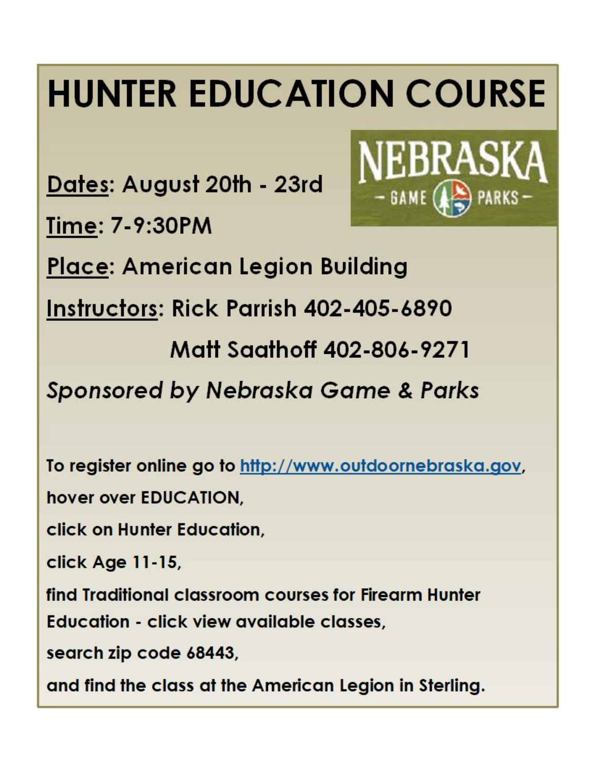# HUNTER EDUCATION COURSE

NEBRASKA
- GAME PARKS -

Dates: August 20th - 23rd

Time: 7-9:30PM

Place: American Legion Building

Instructors: Rick Parrish 402-405-6890

Matt Saathoff 402-806-9271

*Sponsored by Nebraska Game & Parks*

**To register online go to http://www.outdoornebraska.gov,**

**hover over EDUCATION,**

**click on Hunter Education,**

**click Age 11-15,**

**find Traditional classroom courses for Firearm Hunter Education - click view available classes,**

**search zip code 68443,**

**and find the class at the American Legion in Sterling.**